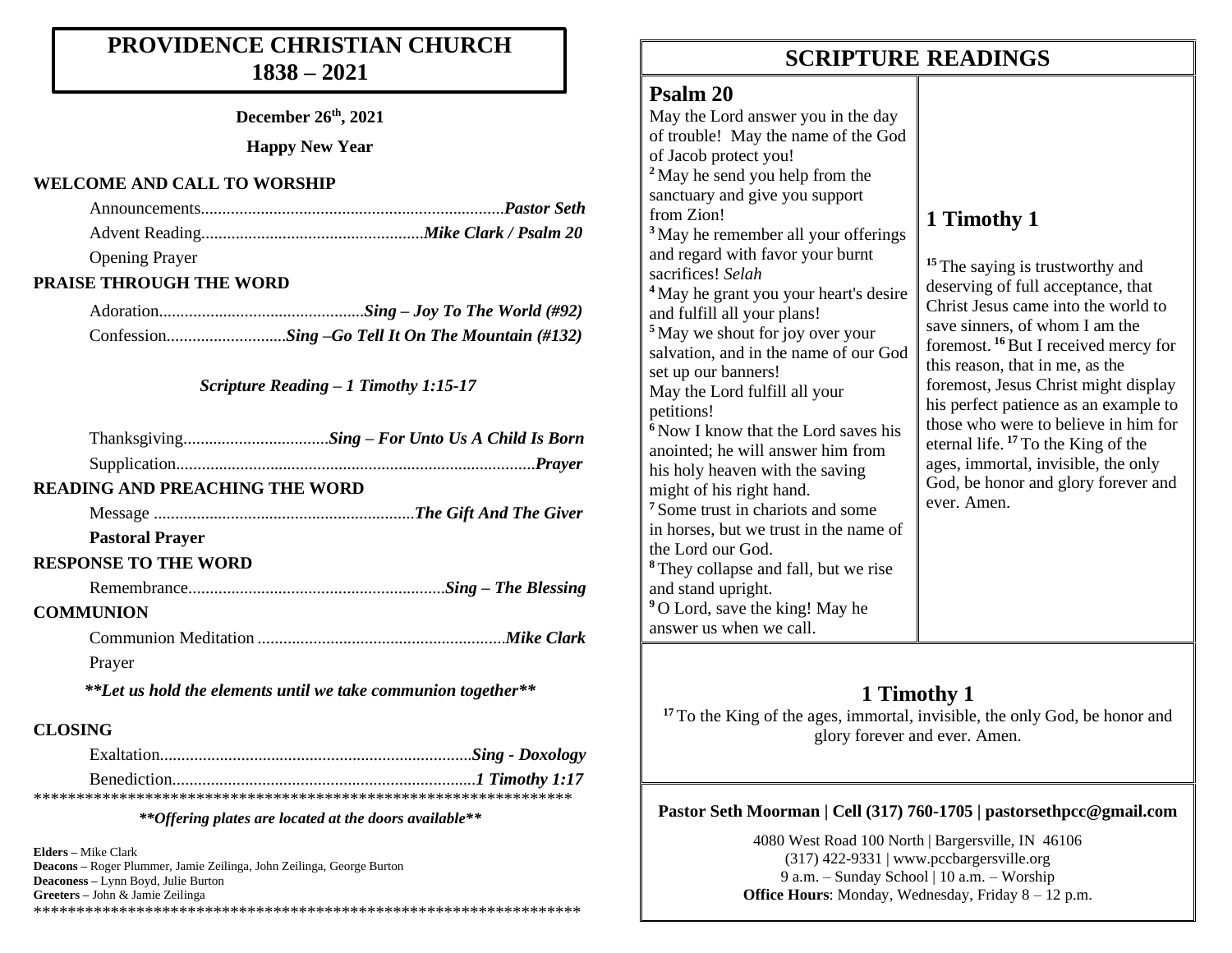# PROVIDENCE CHRISTIAN CHURCH 1838 – 2021

**December 26th, 2021**

**Happy New Year**

## WELCOME AND CALL TO WORSHIP

Announcements....................................................................*Pastor Seth*

Advent Reading...................................................*Mike Clark / Psalm 20*

Opening Prayer

## PRAISE THROUGH THE WORD

Adoration...............................................*Sing – Joy To The World (#92)*

Confession...........................*Sing –Go Tell It On The Mountain (#132)*

*Scripture Reading – 1 Timothy 1:15-17*

Thanksgiving.................................*Sing – For Unto Us A Child Is Born*

Supplication...................................................................................*Prayer*

## READING AND PREACHING THE WORD

Message ............................................................*The Gift And The Giver*

**Pastoral Prayer**

## RESPONSE TO THE WORD

Remembrance...........................................................*Sing – The Blessing*

## COMMUNION

Communion Meditation .........................................................*Mike Clark*

Prayer

***\*\*Let us hold the elements until we take communion together\*\****

## CLOSING

Exaltation........................................................................*Sing - Doxology*

Benediction......................................................................*1 Timothy 1:17*

*****************************************************************

***\*\*Offering plates are located at the doors available\*\****

**Elders –** Mike Clark
**Deacons –** Roger Plummer, Jamie Zeilinga, John Zeilinga, George Burton
**Deaconess –** Lynn Boyd, Julie Burton
**Greeters –** John & Jamie Zeilinga

*****************************************************************

# SCRIPTURE READINGS

## Psalm 20

May the Lord answer you in the day of trouble! May the name of the God of Jacob protect you! [2] May he send you help from the sanctuary and give you support from Zion! [3] May he remember all your offerings and regard with favor your burnt sacrifices! *Selah* [4] May he grant you your heart's desire and fulfill all your plans! [5] May we shout for joy over your salvation, and in the name of our God set up our banners! May the Lord fulfill all your petitions! [6] Now I know that the Lord saves his anointed; he will answer him from his holy heaven with the saving might of his right hand. [7] Some trust in chariots and some in horses, but we trust in the name of the Lord our God. [8] They collapse and fall, but we rise and stand upright. [9] O Lord, save the king! May he answer us when we call.

## 1 Timothy 1

[15] The saying is trustworthy and deserving of full acceptance, that Christ Jesus came into the world to save sinners, of whom I am the foremost. [16] But I received mercy for this reason, that in me, as the foremost, Jesus Christ might display his perfect patience as an example to those who were to believe in him for eternal life. [17] To the King of the ages, immortal, invisible, the only God, be honor and glory forever and ever. Amen.

## 1 Timothy 1

[17] To the King of the ages, immortal, invisible, the only God, be honor and glory forever and ever. Amen.

**Pastor Seth Moorman | Cell (317) 760-1705 | pastorsethpcc@gmail.com**

4080 West Road 100 North | Bargersville, IN 46106
(317) 422-9331 | www.pccbargersville.org
9 a.m. – Sunday School | 10 a.m. – Worship
**Office Hours**: Monday, Wednesday, Friday 8 – 12 p.m.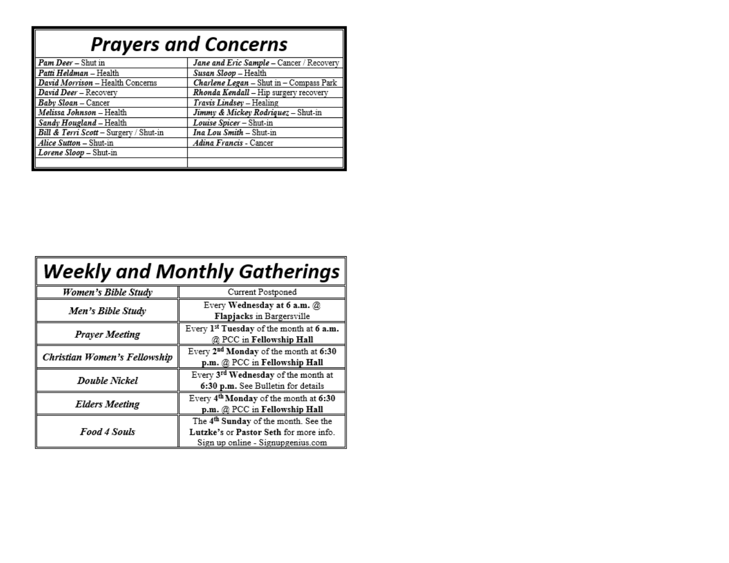# Prayers and Concerns

| | |
|---|---|
| ***Pam Deer*** – Shut in | ***Jane and Eric Sample*** – Cancer / Recovery |
| ***Patti Heldman*** – Health | ***Susan Sloop*** – Health |
| ***David Morrison*** – Health Concerns | ***Charlene Legan*** – Shut in – Compass Park |
| ***David Deer*** – Recovery | ***Rhonda Kendall*** – Hip surgery recovery |
| ***Baby Sloan*** – Cancer | ***Travis Lindsey*** – Healing |
| ***Melissa Johnson*** – Health | ***Jimmy & Mickey Rodriquez*** – Shut-in |
| ***Sandy Hougland*** – Health | ***Louise Spicer*** – Shut-in |
| ***Bill & Terri Scott*** – Surgery / Shut-in | ***Ina Lou Smith*** – Shut-in |
| ***Alice Sutton*** – Shut-in | ***Adina Francis*** - Cancer |
| ***Lorene Sloop*** – Shut-in | |
| | |

# Weekly and Monthly Gatherings

| | |
|---|---|
| ***Women's Bible Study*** | Current Postponed |
| ***Men's Bible Study*** | Every **Wednesday at 6 a.m.** @ **Flapjacks** in Bargersville |
| ***Prayer Meeting*** | Every **1st Tuesday** of the month at **6 a.m.** @ PCC in **Fellowship Hall** |
| ***Christian Women's Fellowship*** | Every **2nd Monday** of the month at **6:30 p.m.** @ PCC in **Fellowship Hall** |
| ***Double Nickel*** | Every **3rd Wednesday** of the month at **6:30 p.m.** See Bulletin for details |
| ***Elders Meeting*** | Every **4th Monday** of the month at **6:30 p.m.** @ PCC in **Fellowship Hall** |
| ***Food 4 Souls*** | The **4th Sunday** of the month. See the **Lutzke's** or **Pastor Seth** for more info. Sign up online - Signupgenius.com |